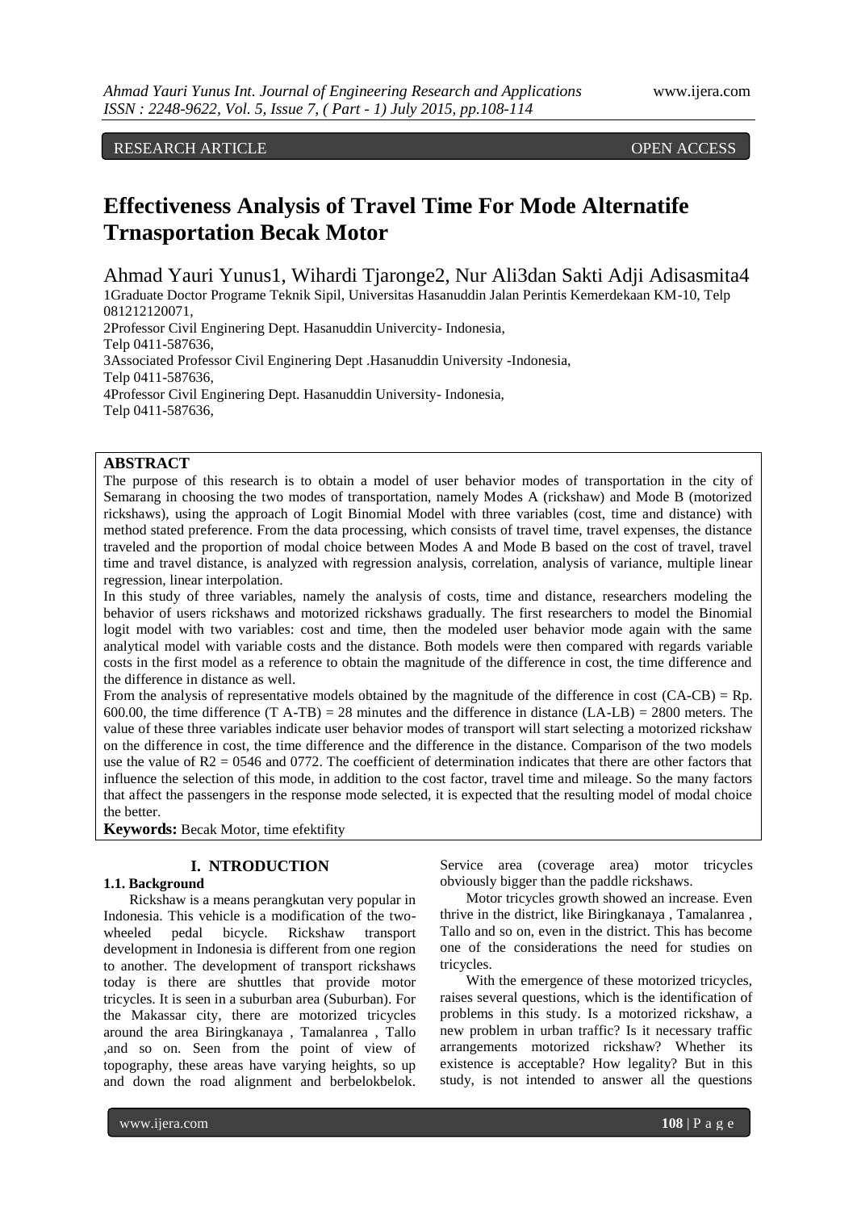RESEARCH ARTICLE OPEN ACCESS

# Effectiveness Analysis of Travel Time For Mode Alternatife Trnasportation Becak Motor

Ahmad Yauri Yunus1, Wihardi Tjaronge2, Nur Ali3dan Sakti Adji Adisasmita4

1Graduate Doctor Programe Teknik Sipil, Universitas Hasanuddin Jalan Perintis Kemerdekaan KM-10, Telp 081212120071,

2Professor Civil Enginering Dept. Hasanuddin Univercity- Indonesia, Telp 0411-587636,

3Associated Professor Civil Enginering Dept .Hasanuddin University -Indonesia, Telp 0411-587636,

4Professor Civil Enginering Dept. Hasanuddin University- Indonesia, Telp 0411-587636,

## ABSTRACT

The purpose of this research is to obtain a model of user behavior modes of transportation in the city of Semarang in choosing the two modes of transportation, namely Modes A (rickshaw) and Mode B (motorized rickshaws), using the approach of Logit Binomial Model with three variables (cost, time and distance) with method stated preference. From the data processing, which consists of travel time, travel expenses, the distance traveled and the proportion of modal choice between Modes A and Mode B based on the cost of travel, travel time and travel distance, is analyzed with regression analysis, correlation, analysis of variance, multiple linear regression, linear interpolation.

In this study of three variables, namely the analysis of costs, time and distance, researchers modeling the behavior of users rickshaws and motorized rickshaws gradually. The first researchers to model the Binomial logit model with two variables: cost and time, then the modeled user behavior mode again with the same analytical model with variable costs and the distance. Both models were then compared with regards variable costs in the first model as a reference to obtain the magnitude of the difference in cost, the time difference and the difference in distance as well.

From the analysis of representative models obtained by the magnitude of the difference in cost (CA-CB) = Rp. 600.00, the time difference (T A-TB) = 28 minutes and the difference in distance (LA-LB) = 2800 meters. The value of these three variables indicate user behavior modes of transport will start selecting a motorized rickshaw on the difference in cost, the time difference and the difference in the distance. Comparison of the two models use the value of R2 = 0546 and 0772. The coefficient of determination indicates that there are other factors that influence the selection of this mode, in addition to the cost factor, travel time and mileage. So the many factors that affect the passengers in the response mode selected, it is expected that the resulting model of modal choice the better.

**Keywords:** Becak Motor, time efektifity

## I. NTRODUCTION

### 1.1. Background

Rickshaw is a means perangkutan very popular in Indonesia. This vehicle is a modification of the two-wheeled pedal bicycle. Rickshaw transport development in Indonesia is different from one region to another. The development of transport rickshaws today is there are shuttles that provide motor tricycles. It is seen in a suburban area (Suburban). For the Makassar city, there are motorized tricycles around the area Biringkanaya , Tamalanrea , Tallo ,and so on. Seen from the point of view of topography, these areas have varying heights, so up and down the road alignment and berbelokbelok. Service area (coverage area) motor tricycles obviously bigger than the paddle rickshaws.

Motor tricycles growth showed an increase. Even thrive in the district, like Biringkanaya , Tamalanrea , Tallo and so on, even in the district. This has become one of the considerations the need for studies on tricycles.

With the emergence of these motorized tricycles, raises several questions, which is the identification of problems in this study. Is a motorized rickshaw, a new problem in urban traffic? Is it necessary traffic arrangements motorized rickshaw? Whether its existence is acceptable? How legality? But in this study, is not intended to answer all the questions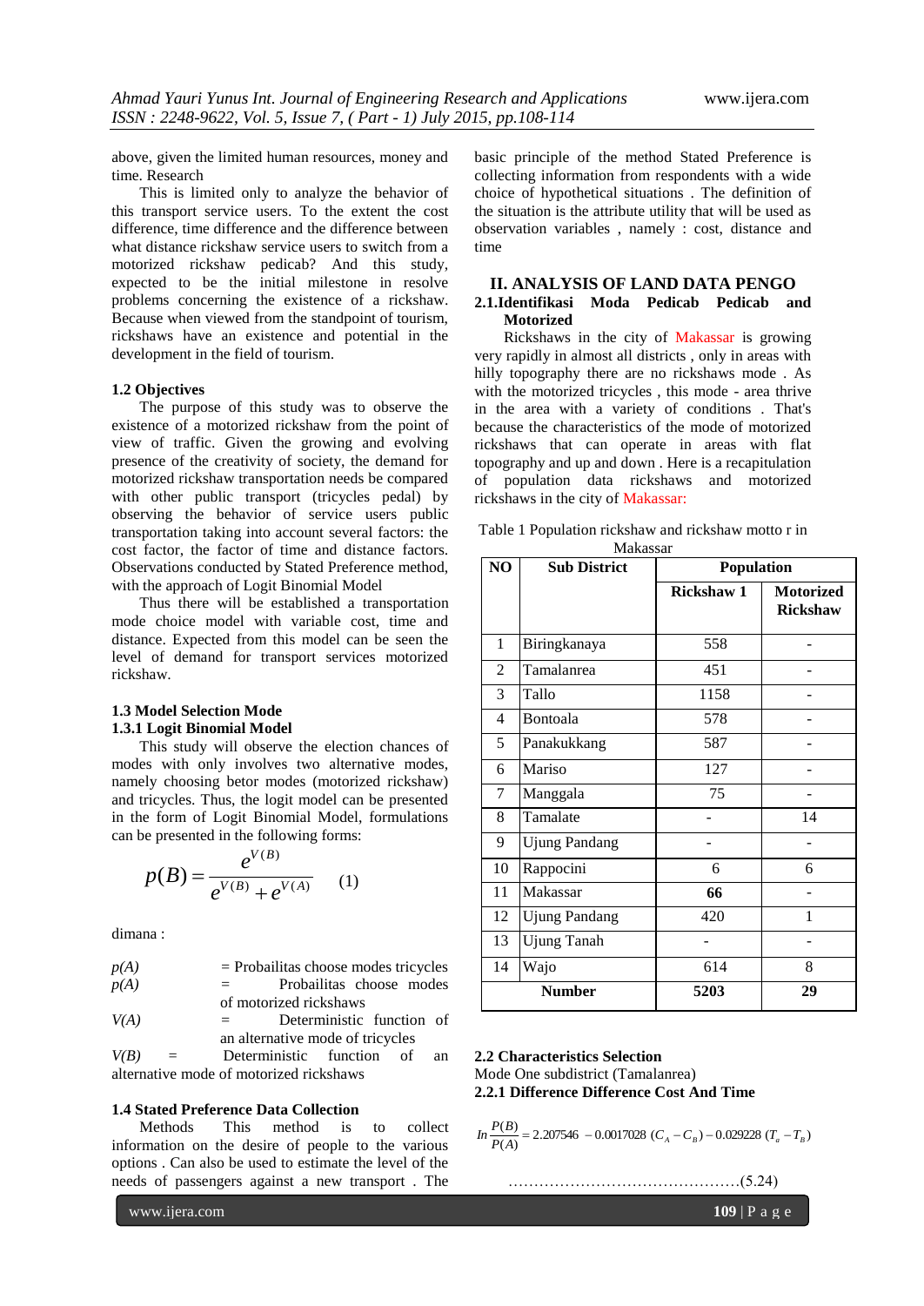above, given the limited human resources, money and time. Research

This is limited only to analyze the behavior of this transport service users. To the extent the cost difference, time difference and the difference between what distance rickshaw service users to switch from a motorized rickshaw pedicab? And this study, expected to be the initial milestone in resolve problems concerning the existence of a rickshaw. Because when viewed from the standpoint of tourism, rickshaws have an existence and potential in the development in the field of tourism.

### 1.2 Objectives

The purpose of this study was to observe the existence of a motorized rickshaw from the point of view of traffic. Given the growing and evolving presence of the creativity of society, the demand for motorized rickshaw transportation needs be compared with other public transport (tricycles pedal) by observing the behavior of service users public transportation taking into account several factors: the cost factor, the factor of time and distance factors. Observations conducted by Stated Preference method, with the approach of Logit Binomial Model

Thus there will be established a transportation mode choice model with variable cost, time and distance. Expected from this model can be seen the level of demand for transport services motorized rickshaw.

### 1.3 Model Selection Mode

#### 1.3.1 Logit Binomial Model

This study will observe the election chances of modes with only involves two alternative modes, namely choosing betor modes (motorized rickshaw) and tricycles. Thus, the logit model can be presented in the form of Logit Binomial Model, formulations can be presented in the following forms:

$$p(B) = \frac{e^{V(B)}}{e^{V(B)} + e^{V(A)}} \qquad (1)$$

dimana :

$p(A)$ = Probailitas choose modes tricycles
$p(A)$ = Probailitas choose modes of motorized rickshaws
$V(A)$ = Deterministic function of an alternative mode of tricycles
$V(B)$ = Deterministic function of an alternative mode of motorized rickshaws

### 1.4 Stated Preference Data Collection

Methods This method is to collect information on the desire of people to the various options . Can also be used to estimate the level of the needs of passengers against a new transport . The basic principle of the method Stated Preference is collecting information from respondents with a wide choice of hypothetical situations . The definition of the situation is the attribute utility that will be used as observation variables , namely : cost, distance and time

## II. ANALYSIS OF LAND DATA PENGO

### 2.1.Identifikasi Moda Pedicab Pedicab and Motorized

Rickshaws in the city of Makassar is growing very rapidly in almost all districts , only in areas with hilly topography there are no rickshaws mode . As with the motorized tricycles , this mode - area thrive in the area with a variety of conditions . That's because the characteristics of the mode of motorized rickshaws that can operate in areas with flat topography and up and down . Here is a recapitulation of population data rickshaws and motorized rickshaws in the city of Makassar:

Table 1 Population rickshaw and rickshaw motto r in Makassar

| NO | Sub District | Population | |
|---|---|---|---|
| | | Rickshaw 1 | Motorized Rickshaw |
| 1 | Biringkanaya | 558 | - |
| 2 | Tamalanrea | 451 | - |
| 3 | Tallo | 1158 | - |
| 4 | Bontoala | 578 | - |
| 5 | Panakukkang | 587 | - |
| 6 | Mariso | 127 | - |
| 7 | Manggala | 75 | - |
| 8 | Tamalate | - | 14 |
| 9 | Ujung Pandang | - | - |
| 10 | Rappocini | 6 | 6 |
| 11 | Makassar | **66** | - |
| 12 | Ujung Pandang | 420 | 1 |
| 13 | Ujung Tanah | - | - |
| 14 | Wajo | 614 | 8 |
| **Number** | | **5203** | **29** |

### 2.2 Characteristics Selection

Mode One subdistrict (Tamalanrea)

#### 2.2.1 Difference Difference Cost And Time

$$In\frac{P(B)}{P(A)} = 2.207546 \ - 0.0017028 \ (C_A - C_B) - 0.029228 \ (T_a - T_B)$$

……………………………………….(5.24)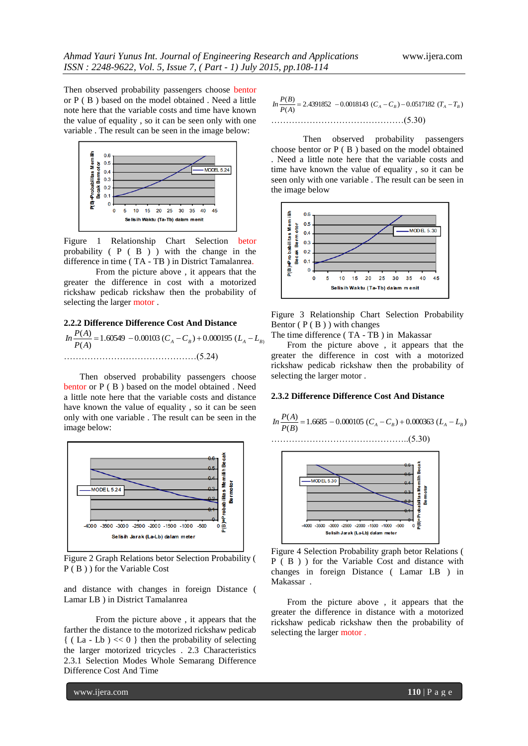Then observed probability passengers choose bentor or P ( B ) based on the model obtained . Need a little note here that the variable costs and time have known the value of equality , so it can be seen only with one variable . The result can be seen in the image below:

Figure 1 Relationship Chart Selection betor probability ( P ( B ) ) with the change in the difference in time ( TA - TB ) in District Tamalanrea.

From the picture above , it appears that the greater the difference in cost with a motorized rickshaw pedicab rickshaw then the probability of selecting the larger motor .

### 2.2.2 Difference Difference Cost And Distance

$$In\frac{P(A)}{P(A)} = 1.60549 - 0.00103\ (C_A - C_B) + 0.000195\ (L_A - L_B)$$

……………………………………….(5.24)

Then observed probability passengers choose bentor or P ( B ) based on the model obtained . Need a little note here that the variable costs and distance have known the value of equality , so it can be seen only with one variable . The result can be seen in the image below:

Figure 2 Graph Relations betor Selection Probability ( P ( B ) ) for the Variable Cost

and distance with changes in foreign Distance ( Lamar LB ) in District Tamalanrea

From the picture above , it appears that the farther the distance to the motorized rickshaw pedicab { ( La - Lb ) << 0 } then the probability of selecting the larger motorized tricycles . 2.3 Characteristics 2.3.1 Selection Modes Whole Semarang Difference Difference Cost And Time

$$In\frac{P(B)}{P(A)} = 2.4391852\ - 0.0018143\ (C_A - C_B) - 0.0517182\ (T_A - T_B)$$

……………………………………….(5.30)

Then observed probability passengers choose bentor or P ( B ) based on the model obtained . Need a little note here that the variable costs and time have known the value of equality , so it can be seen only with one variable . The result can be seen in the image below

Figure 3 Relationship Chart Selection Probability Bentor ( P ( B ) ) with changes

The time difference ( TA - TB ) in Makassar

From the picture above , it appears that the greater the difference in cost with a motorized rickshaw pedicab rickshaw then the probability of selecting the larger motor .

### 2.3.2 Difference Difference Cost And Distance

$$In\frac{P(A)}{P(B)} = 1.6685 - 0.000105\ (C_A - C_B) + 0.000363\ (L_A - L_B)$$

………………………………………..(5.30)

Figure 4 Selection Probability graph betor Relations ( P ( B ) ) for the Variable Cost and distance with changes in foreign Distance ( Lamar LB ) in Makassar .

From the picture above , it appears that the greater the difference in distance with a motorized rickshaw pedicab rickshaw then the probability of selecting the larger motor .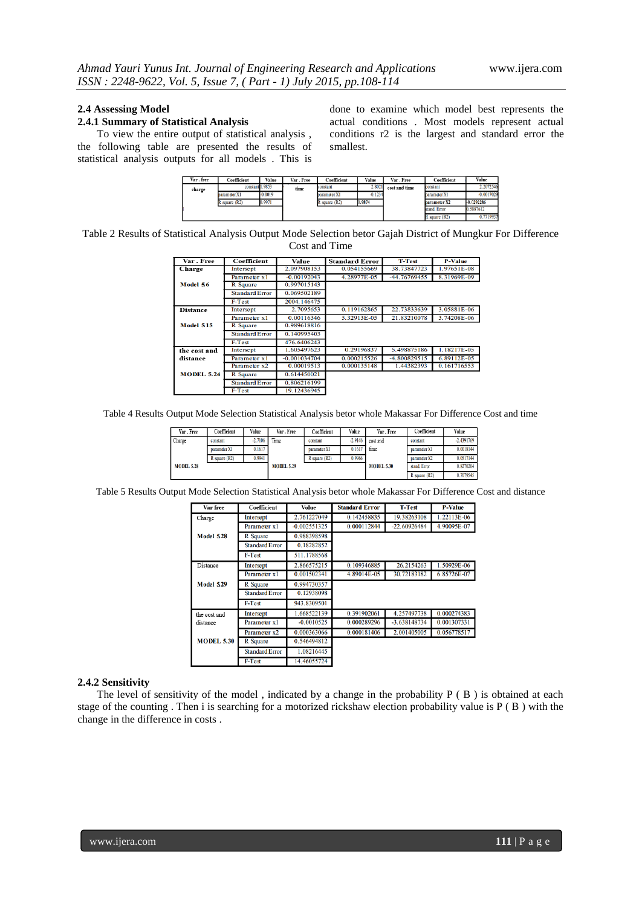### 2.4 Assessing Model

#### 2.4.1 Summary of Statistical Analysis

To view the entire output of statistical analysis , the following table are presented the results of statistical analysis outputs for all models . This is done to examine which model best represents the actual conditions . Most models represent actual conditions r2 is the largest and standard error the smallest.

| Var . free | Coefficient | Value | Var . Free | Coefficient | Value | Var . Free | Coefficient | Value |
|---|---|---|---|---|---|---|---|---|
| charge | constant | 1.9853 | time | constant | 2.8021 | cost and time | constant | 2.2072546 |
| | parameter X1 | -0.0019 | | parameter X1 | -0.1234 | | parameter X1 | -0.0017029 |
| | R square (R2) | 0.9971 | | R square (R2) | 0.9874 | | parameter X2 | -0.0292286 |
| | | | | | | | stand. Error | 0.5887612 |
| | | | | | | | R square (R2) | 0.7719937 |

Table 2 Results of Statistical Analysis Output Mode Selection betor Gajah District of Mungkur For Difference Cost and Time

| Var . Free | Coefficient | Value | Standard Error | T-Test | P-Value |
|---|---|---|---|---|---|
| Charge | Intersept | 2.097908153 | 0.054155669 | 38.73847723 | 1.97651E-08 |
| | Parameter x1 | -0.00192043 | 4.28977E-05 | -44.76769455 | 8.31969E-09 |
| Model 5.6 | R Square | 0.997015143 | | | |
| | Standard Error | 0.069502189 | | | |
| | F-Test | 2004.146475 | | | |
| Distance | Intersept | 2.7095653 | 0.119162865 | 22.73833639 | 3.05881E-06 |
| | Parameter x1 | 0.00116346 | 5.32913E-05 | 21.83210078 | 3.74208E-06 |
| Model 5.15 | R Square | 0.989618816 | | | |
| | Standard Error | 0.140995403 | | | |
| | F-Test | 476.6406243 | | | |
| the cost and distance | Intersept | 1.605497623 | 0.29196837 | 5.498875186 | 1.18217E-05 |
| | Parameter x1 | -0.001034704 | 0.000215526 | -4.800829515 | 6.89112E-05 |
| | Parameter x2 | 0.00019513 | 0.000135148 | 1.44382393 | 0.161716553 |
| MODEL 5.24 | R Square | 0.614450021 | | | |
| | Standard Error | 0.806216199 | | | |
| | F-Test | 19.12436945 | | | |

Table 4 Results Output Mode Selection Statistical Analysis betor whole Makassar For Difference Cost and time

| Var . Free | Coefficient | Value | Var . Free | Coefficient | Value | Var . Free | Coefficient | Value |
|---|---|---|---|---|---|---|---|---|
| Charge | constant | -2.7106 | Time | constant | -2.9146 | cost and time | constant | -2.4391769 |
| | parameter X1 | 0.1617 | | parameter X1 | 0.1617 | | parameter X1 | 0.0018144 |
| | R square (R2) | 0.9941 | | R square (R2) | 0.9966 | | parameter X2 | 0.0517144 |
| MODEL 5.28 | | | MODEL 5.29 | | | MODEL 5.30 | stand. Error | 0.9270204 |
| | | | | | | | R square (R2) | 0.7079545 |

Table 5 Results Output Mode Selection Statistical Analysis betor whole Makassar For Difference Cost and distance

| Var free | Coefficient | Value | Standard Error | T-Test | P-Value |
|---|---|---|---|---|---|
| Charge | Intersept | 2.761227049 | 0.142458835 | 19.38263108 | 1.22113E-06 |
| | Parameter x1 | -0.002551325 | 0.000112844 | -22.60926484 | 4.90095E-07 |
| Model 5.28 | R Square | 0.988398598 | | | |
| | Standard Error | 0.18282852 | | | |
| | F-Test | 511.1788568 | | | |
| Distance | Intersept | 2.866575215 | 0.109346885 | 26.2154263 | 1.50929E-06 |
| | Parameter x1 | 0.001502341 | 4.89014E-05 | 30.72183182 | 6.85726E-07 |
| Model 5.29 | R Square | 0.994730357 | | | |
| | Standard Error | 0.12938098 | | | |
| | F-Test | 943.8309501 | | | |
| the cost and distance | Intersept | 1.668522139 | 0.391902061 | 4.257497738 | 0.000274383 |
| | Parameter x1 | -0.0010525 | 0.000289296 | -3.638148734 | 0.001307331 |
| | Parameter x2 | 0.000363066 | 0.000181406 | 2.001405005 | 0.056778517 |
| MODEL 5.30 | R Square | 0.546494812 | | | |
| | Standard Error | 1.08216445 | | | |
| | F-Test | 14.46055724 | | | |

#### 2.4.2 Sensitivity

The level of sensitivity of the model , indicated by a change in the probability P ( B ) is obtained at each stage of the counting . Then i is searching for a motorized rickshaw election probability value is P ( B ) with the change in the difference in costs .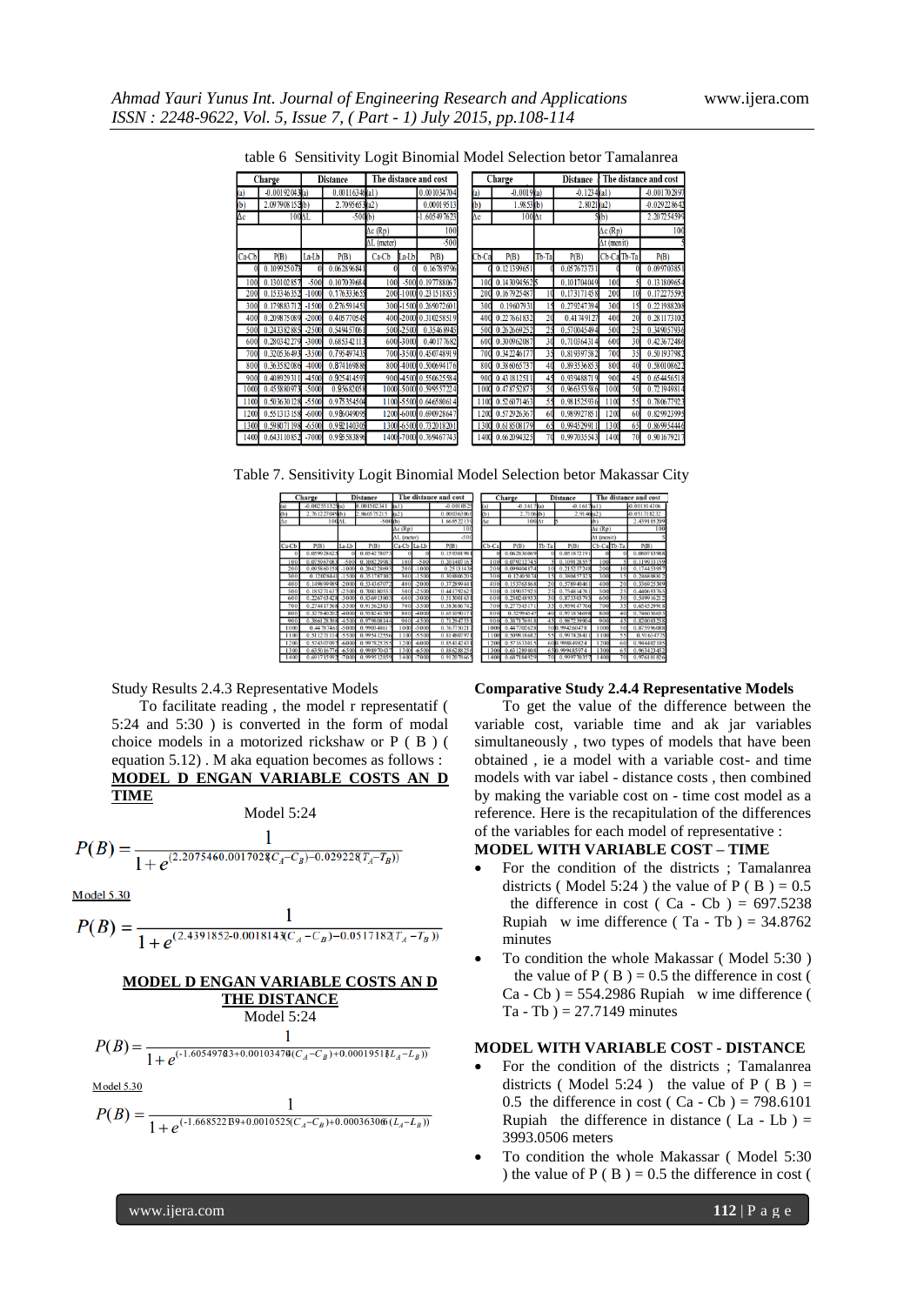table 6 Sensitivity Logit Binomial Model Selection betor Tamalanrea

| Charge | | Distance | | The distance and cost | | | Charge | | Distance | | The distance and cost | | |
|---|---|---|---|---|---|---|---|---|---|---|---|---|---|
| (a) | -0.00192043 | (a) | 0.00116346 | (a1) | | 0.00103470 | (a) | -0.0019 | (a) | -0.1234 | (a1) | | -0.00170289 |
| (b) | 2.09790815 | (b) | 2.7095653 | (a2) | | 0.00019513 | (b) | 1.9853 | (b) | 2.8021 | (a2) | | -0.02922864 |
| Δc | 100 | ΔL | -500 | (b) | | -1.60549763 | Δc | 100 | Δt | 5 | (b) | | 2.20725459 |
| | | | | Δc (Rp) | | 100 | | | | | Δc (Rp) | | 100 |
| | | | | ΔL (meter) | | -500 | | | | | Δt (menit) | | 5 |
| Ca-Cb | P(B) | La-Lb | P(B) | Ca-Cb | La-Lb | P(B) | Cb-Ca | P(B) | Tb-Ta | P(B) | Cb-Ca | Tb-Ta | P(B) |
| 0 | 0.109925073 | 0 | 0.062896841 | 0 | 0 | 0.16789796 | 0 | 0.121399651 | 0 | 0.057673731 | 0 | 0 | 0.09970385 |
| 100 | 0.130102857 | -500 | 0.107039684 | 100 | -500 | 0.19778806 | 100 | 0.143094562 | 5 | 0.101704049 | 100 | 5 | 0.13180965 |
| 200 | 0.153346352 | -1000 | 0.176333655 | 200 | -1000 | 0.23151883 | 200 | 0.167925487 | 10 | 0.173171458 | 200 | 10 | 0.17227559 |
| 300 | 0.179883712 | -1500 | 0.276591451 | 300 | -1500 | 0.26907260 | 300 | 0.19607931 | 15 | 0.279247394 | 300 | 15 | 0.22198820 |
| 400 | 0.209875089 | -2000 | 0.405770545 | 400 | -2000 | 0.31025851 | 400 | 0.227661832 | 20 | 0.41749127 | 400 | 20 | 0.28117310 |
| 500 | 0.243382885 | -2500 | 0.549457061 | 500 | -2500 | 0.35468945 | 500 | 0.262669252 | 25 | 0.570045494 | 500 | 25 | 0.34905793 |
| 600 | 0.280342279 | -3000 | 0.685342113 | 600 | -3000 | 0.40177682 | 600 | 0.300962087 | 30 | 0.710364314 | 600 | 30 | 0.42367248 |
| 700 | 0.320536493 | -3500 | 0.795497435 | 700 | -3500 | 0.45074891 | 700 | 0.342246177 | 35 | 0.819397582 | 700 | 35 | 0.50193798 |
| 800 | 0.363582086 | -4000 | 0.874169886 | 800 | -4000 | 0.50069417 | 800 | 0.386065737 | 40 | 0.893536853 | 800 | 40 | 0.58010662 |
| 900 | 0.408929311 | -4500 | 0.925414595 | 900 | -4500 | 0.55062558 | 900 | 0.431812511 | 45 | 0.939488719 | 900 | 45 | 0.65445651 |
| 1000 | 0.455880973 | -5000 | 0.956820581 | 1000 | -5000 | 0.59955722 | 1000 | 0.478752873 | 50 | 0.966353586 | 1000 | 50 | 0.72194981 |
| 1100 | 0.503630128 | -5500 | 0.975354504 | 1100 | -5500 | 0.64658061 | 1100 | 0.526071463 | 55 | 0.981525936 | 1100 | 55 | 0.78067792 |
| 1200 | 0.551313158 | -6000 | 0.986049095 | 1200 | -6000 | 0.69092864 | 1200 | 0.572926367 | 60 | 0.989927851 | 1200 | 60 | 0.82992399 |
| 1300 | 0.598071198 | -6500 | 0.992140305 | 1300 | -6500 | 0.73201820 | 1300 | 0.618508179 | 65 | 0.994529911 | 1300 | 65 | 0.86995444 |
| 1400 | 0.643110852 | -7000 | 0.995583890 | 1400 | -7000 | 0.76946774 | 1400 | 0.662094325 | 70 | 0.997035543 | 1400 | 70 | 0.90167921 |

Table 7. Sensitivity Logit Binomial Model Selection betor Makassar City

| Charge | | Distance | | The distance and cost | | | Charge | | Distance | | The distance and cost | | |
|---|---|---|---|---|---|---|---|---|---|---|---|---|---|
| (a) | -0.002551325 | (a) | 0.001502341 | (a1) | | -0.0010525 | (a) | -0.1617 | (a) | -0.1617 | (a1) | | 0.001814306 |
| (b) | 2.761227049 | (b) | 2.866575215 | (a2) | | 0.00036306 | (b) | 2.7106 | (b) | 2.9140 | (a2) | | 0.051718232 |
| Δc | 100 | ΔL | -500 | (b) | | 1.66852215 | Δc | 100 | Δt | 5 | (b) | | 2.43918520 |
| | | | | Δc (Rp) | | 100 | | | | | Δc (Rp) | | 100 |
| | | | | ΔL (meter) | | -500 | | | | | Δt (menit) | | 5 |
| Ca-Cb | P(B) | La-Lb | P(B) | Ca-Cb | La-Lb | P(B) | Cb-Ca | P(B) | Tb-Ta | P(B) | Cb-Ca | Tb-Ta | P(B) |
| 0 | 0.059928625 | 0 | 0.05427807 | 0 | 0 | 0.15930919 | 0 | 0.062836069 | 0 | 0.05187219 | 0 | 0 | 0.08071198 |
| 100 | 0.07592708 | -500 | 0.10827958 | 100 | -500 | 0.20340216 | 100 | 0.079212743 | 5 | 0.10912857 | 100 | 5 | 0.11993159 |
| 200 | 0.09586015 | -1000 | 0.20422669 | 200 | -1000 | 0.2513143 | 200 | 0.099404474 | 10 | 0.21527734 | 200 | 10 | 0.17445398 |
| 300 | 0.12058448 | -1500 | 0.35178710 | 300 | -1500 | 0.30880020 | 300 | 0.12405074 | 15 | 0.38045732 | 300 | 15 | 0.24680815 |
| 400 | 0.14983985 | -2000 | 0.53436707 | 400 | -2000 | 0.37289944 | 400 | 0.15376836 | 20 | 0.57894946 | 400 | 20 | 0.33692539 |
| 500 | 0.18527161 | -2500 | 0.70818055 | 500 | -2500 | 0.44179262 | 500 | 0.18905792 | 25 | 0.75481476 | 500 | 25 | 0.44063765 |
| 600 | 0.22676342 | -3000 | 0.83691380 | 600 | -3000 | 0.51300165 | 600 | 0.23024893 | 30 | 0.87334579 | 600 | 30 | 0.54991621 |
| 700 | 0.27441736 | -3500 | 0.91562385 | 700 | -3500 | 0.58386874 | 700 | 0.27734517 | 35 | 0.93914770 | 700 | 35 | 0.65452991 |
| 800 | 0.32784020 | -4000 | 0.95824158 | 800 | -4000 | 0.65109017 | 800 | 0.3299454 | 40 | 0.97183469 | 800 | 40 | 0.74603608 |
| 900 | 0.38612838 | -4500 | 0.97960814 | 900 | -4500 | 0.71294755 | 900 | 0.3871561 | 45 | 0.98723990 | 900 | 45 | 0.82001533 |
| 1000 | 0.4478746 | -5000 | 0.99014861 | 1000 | -5000 | 0.76775021 | 1000 | 0.44770262 | 50 | 0.99426047 | 1000 | 50 | 0.87559608 |
| 1100 | 0.51127111 | -5500 | 0.99541255 | 1100 | -5500 | 0.81480297 | 1100 | 0.50981868 | 55 | 0.99742841 | 1100 | 55 | 0.91614775 |
| 1200 | 0.57430709 | -6000 | 0.99782535 | 1200 | -6000 | 0.85414263 | 1200 | 0.57163301 | 60 | 0.99884982 | 1200 | 60 | 0.94440210 |
| 1300 | 0.63501677 | -6500 | 0.99897043 | 1300 | -6500 | 0.88628425 | 1300 | 0.63128980 | 65 | 0.99948597 | 1300 | 65 | 0.96342345 |
| 1400 | 0.69173599 | -7000 | 0.99951285 | 1400 | -7000 | 0.91207866 | 1400 | 0.68718452 | 70 | 0.99977035 | 1400 | 70 | 0.97610182 |

Study Results 2.4.3 Representative Models

To facilitate reading , the model r representatif ( 5:24 and 5:30 ) is converted in the form of modal choice models in a motorized rickshaw or P ( B ) ( equation 5.12) . M aka equation becomes as follows :

**MODEL D ENGAN VARIABLE COSTS AN D TIME**

Model 5:24

$$P(B) = \frac{1}{1 + e^{(2.2075460.0017028(C_A - C_B) - 0.029228(T_A - T_B))}}$$

Model 5.30

$$P(B) = \frac{1}{1 + e^{(2.4391852 - 0.0018143(C_A - C_B) - 0.0517182(T_A - T_B))}}$$

**MODEL D ENGAN VARIABLE COSTS AN D THE DISTANCE**

Model 5:24

$$P(B) = \frac{1}{1 + e^{(-1.6054976 3 + 0.00103470(C_A - C_B) + 0.00019513(L_A - L_B))}}$$

Model 5.30

$$P(B) = \frac{1}{1 + e^{(-1.6685221 39 + 0.0010525(C_A - C_B) + 0.00036306(L_A - L_B))}}$$

**Comparative Study 2.4.4 Representative Models**

To get the value of the difference between the variable cost, variable time and ak jar variables simultaneously , two types of models that have been obtained , ie a model with a variable cost- and time models with var iabel - distance costs , then combined by making the variable cost on - time cost model as a reference. Here is the recapitulation of the differences of the variables for each model of representative :

**MODEL WITH VARIABLE COST – TIME**

- For the condition of the districts ; Tamalanrea districts ( Model 5:24 ) the value of P ( B ) = 0.5 the difference in cost ( Ca - Cb ) = 697.5238 Rupiah w ime difference ( Ta - Tb ) = 34.8762 minutes
- To condition the whole Makassar ( Model 5:30 ) the value of P ( B ) = 0.5 the difference in cost ( Ca - Cb ) = 554.2986 Rupiah w ime difference ( Ta - Tb ) = 27.7149 minutes

**MODEL WITH VARIABLE COST - DISTANCE**

- For the condition of the districts ; Tamalanrea districts ( Model 5:24 ) the value of P ( B ) = 0.5 the difference in cost ( Ca - Cb ) = 798.6101 Rupiah the difference in distance ( La - Lb ) = 3993.0506 meters
- To condition the whole Makassar ( Model 5:30 ) the value of P ( B ) = 0.5 the difference in cost (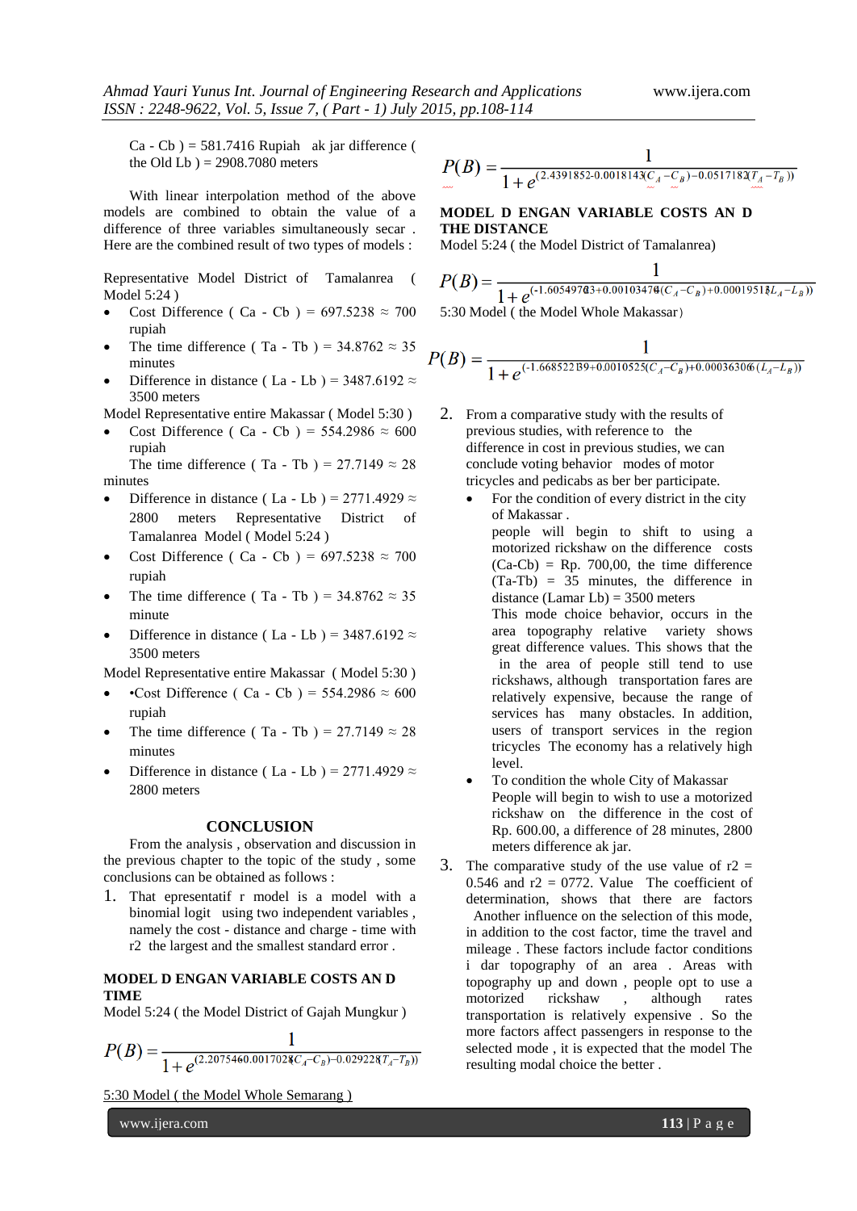Ca - Cb ) = 581.7416 Rupiah ak jar difference ( the Old Lb ) = 2908.7080 meters

With linear interpolation method of the above models are combined to obtain the value of a difference of three variables simultaneously secar . Here are the combined result of two types of models :

Representative Model District of Tamalanrea ( Model 5:24 )

- Cost Difference ( Ca - Cb ) = 697.5238 ≈ 700 rupiah
- The time difference ( Ta - Tb ) = 34.8762 ≈ 35 minutes
- Difference in distance ( La - Lb ) = 3487.6192 ≈ 3500 meters

Model Representative entire Makassar ( Model 5:30 )

- Cost Difference ( Ca - Cb ) = 554.2986 ≈ 600 rupiah

The time difference ( Ta - Tb ) = 27.7149 ≈ 28 minutes

- Difference in distance ( La - Lb ) = 2771.4929 ≈ 2800 meters Representative District of Tamalanrea Model ( Model 5:24 )
- Cost Difference ( Ca - Cb ) = 697.5238 ≈ 700 rupiah
- The time difference ( Ta - Tb ) = 34.8762 ≈ 35 minute
- Difference in distance ( La - Lb ) = 3487.6192 ≈ 3500 meters

Model Representative entire Makassar ( Model 5:30 )

- •Cost Difference ( Ca - Cb ) = 554.2986 ≈ 600 rupiah
- The time difference ( Ta - Tb ) = 27.7149 ≈ 28 minutes
- Difference in distance ( La - Lb ) = 2771.4929 ≈ 2800 meters

## CONCLUSION

From the analysis , observation and discussion in the previous chapter to the topic of the study , some conclusions can be obtained as follows :

1. That epresentatif r model is a model with a binomial logit using two independent variables , namely the cost - distance and charge - time with r2 the largest and the smallest standard error .

**MODEL D ENGAN VARIABLE COSTS AN D TIME**

Model 5:24 ( the Model District of Gajah Mungkur )

$$P(B) = \frac{1}{1 + e^{(2.2075460.0017028(C_A - C_B) - 0.029228(T_A - T_B))}}$$

5:30 Model ( the Model Whole Semarang )

$$P(B) = \frac{1}{1 + e^{(2.4391852\text{-}0.0018143(C_A - C_B) - 0.0517182(T_A - T_B))}}$$

**MODEL D ENGAN VARIABLE COSTS AN D THE DISTANCE**

Model 5:24 ( the Model District of Tamalanrea)

$$P(B) = \frac{1}{1 + e^{(-1.6054970\!3 + 0.0010347\!4(C_A - C_B) + 0.00019518(L_A - L_B))}}$$

5:30 Model ( the Model Whole Makassar)

$$P(B) = \frac{1}{1 + e^{(-1.66852239 + 0.0010525(C_A - C_B) + 0.00036306(L_A - L_B))}}$$

2. From a comparative study with the results of previous studies, with reference to the difference in cost in previous studies, we can conclude voting behavior modes of motor tricycles and pedicabs as ber ber participate.
   - For the condition of every district in the city of Makassar .
     people will begin to shift to using a motorized rickshaw on the difference costs (Ca-Cb) = Rp. 700,00, the time difference (Ta-Tb) = 35 minutes, the difference in distance (Lamar Lb) = 3500 meters
     This mode choice behavior, occurs in the area topography relative variety shows great difference values. This shows that the in the area of people still tend to use rickshaws, although transportation fares are relatively expensive, because the range of services has many obstacles. In addition, users of transport services in the region tricycles The economy has a relatively high level.
   - To condition the whole City of Makassar
     People will begin to wish to use a motorized rickshaw on the difference in the cost of Rp. 600.00, a difference of 28 minutes, 2800 meters difference ak jar.
3. The comparative study of the use value of r2 = 0.546 and r2 = 0772. Value The coefficient of determination, shows that there are factors Another influence on the selection of this mode, in addition to the cost factor, time the travel and mileage . These factors include factor conditions i dar topography of an area . Areas with topography up and down , people opt to use a motorized rickshaw , although rates transportation is relatively expensive . So the more factors affect passengers in response to the selected mode , it is expected that the model The resulting modal choice the better .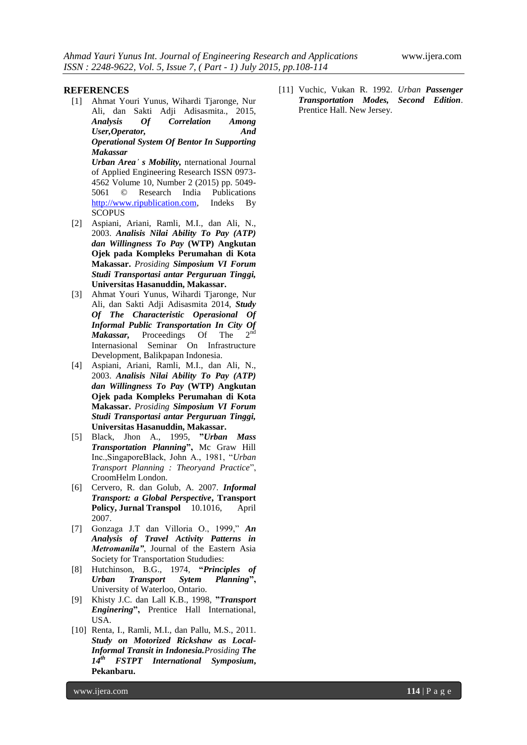## REFERENCES

[1] Ahmat Youri Yunus, Wihardi Tjaronge, Nur Ali, dan Sakti Adji Adisasmita., 2015, ***Analysis Of Correlation Among User,Operator, And Operational System Of Bentor In Supporting Makassar Urban Area' s Mobility,*** nternational Journal of Applied Engineering Research ISSN 0973-4562 Volume 10, Number 2 (2015) pp. 5049-5061 © Research India Publications http://www.ripublication.com, Indeks By SCOPUS

[2] Aspiani, Ariani, Ramli, M.I., dan Ali, N., 2003. ***Analisis Nilai Ability To Pay (ATP) dan Willingness To Pay*** **(WTP) Angkutan Ojek pada Kompleks Perumahan di Kota Makassar.** *Prosiding* ***Simposium VI Forum Studi Transportasi antar Perguruan Tinggi,*** **Universitas Hasanuddin, Makassar.**

[3] Ahmat Youri Yunus, Wihardi Tjaronge, Nur Ali, dan Sakti Adji Adisasmita 2014, ***Study Of The Characteristic Operasional Of Informal Public Transportation In City Of Makassar,*** Proceedings Of The 2nd Internasional Seminar On Infrastructure Development, Balikpapan Indonesia.

[4] Aspiani, Ariani, Ramli, M.I., dan Ali, N., 2003. ***Analisis Nilai Ability To Pay (ATP) dan Willingness To Pay*** **(WTP) Angkutan Ojek pada Kompleks Perumahan di Kota Makassar.** *Prosiding* ***Simposium VI Forum Studi Transportasi antar Perguruan Tinggi,*** **Universitas Hasanuddin, Makassar.**

[5] Black, Jhon A., 1995, **"*Urban Mass Transportation Planning*",** Mc Graw Hill Inc.,SingaporeBlack, John A., 1981, "*Urban Transport Planning : Theoryand Practice*", CroomHelm London.

[6] Cervero, R. dan Golub, A. 2007. ***Informal Transport: a Global Perspective*, Transport Policy, Jurnal Transpol** 10.1016, April 2007.

[7] Gonzaga J.T dan Villoria O., 1999," ***An Analysis of Travel Activity Patterns in Metromanila"***, Journal of the Eastern Asia Society for Transportation Stududies:

[8] Hutchinson, B.G., 1974, **"*Principles of Urban Transport Sytem Planning*",** University of Waterloo, Ontario.

[9] Khisty J.C. dan Lall K.B., 1998, **"*Transport Enginering*",** Prentice Hall International, USA.

[10] Renta, I., Ramli, M.I., dan Pallu, M.S., 2011. ***Study on Motorized Rickshaw as Local-Informal Transit in Indonesia.****Prosiding* ***The 14th FSTPT International Symposium*, Pekanbaru.**

[11] Vuchic, Vukan R. 1992. *Urban* ***Passenger Transportation Modes, Second Edition***. Prentice Hall. New Jersey.